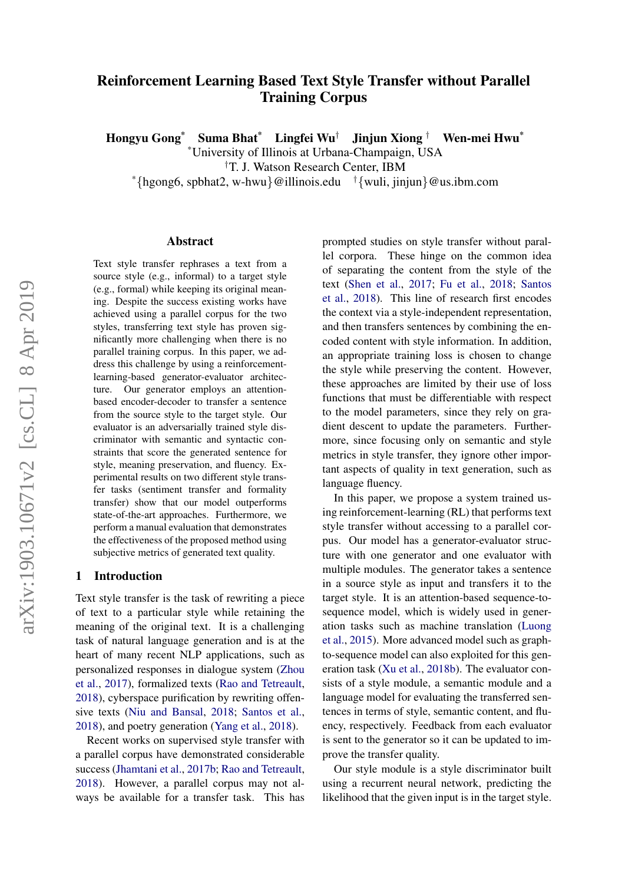# Reinforcement Learning Based Text Style Transfer without Parallel Training Corpus

**Hongyu Gong[*]** **Suma Bhat[*]** **Lingfei Wu[†]** **Jinjun Xiong[†]** **Wen-mei Hwu[*]**

[*]University of Illinois at Urbana-Champaign, USA

[†]T. J. Watson Research Center, IBM

[*]{hgong6, spbhat2, w-hwu}@illinois.edu [†]{wuli, jinjun}@us.ibm.com

## Abstract

Text style transfer rephrases a text from a source style (e.g., informal) to a target style (e.g., formal) while keeping its original meaning. Despite the success existing works have achieved using a parallel corpus for the two styles, transferring text style has proven significantly more challenging when there is no parallel training corpus. In this paper, we address this challenge by using a reinforcement-learning-based generator-evaluator architecture. Our generator employs an attention-based encoder-decoder to transfer a sentence from the source style to the target style. Our evaluator is an adversarially trained style discriminator with semantic and syntactic constraints that score the generated sentence for style, meaning preservation, and fluency. Experimental results on two different style transfer tasks (sentiment transfer and formality transfer) show that our model outperforms state-of-the-art approaches. Furthermore, we perform a manual evaluation that demonstrates the effectiveness of the proposed method using subjective metrics of generated text quality.

## 1 Introduction

Text style transfer is the task of rewriting a piece of text to a particular style while retaining the meaning of the original text. It is a challenging task of natural language generation and is at the heart of many recent NLP applications, such as personalized responses in dialogue system (Zhou et al., 2017), formalized texts (Rao and Tetreault, 2018), cyberspace purification by rewriting offensive texts (Niu and Bansal, 2018; Santos et al., 2018), and poetry generation (Yang et al., 2018).

Recent works on supervised style transfer with a parallel corpus have demonstrated considerable success (Jhamtani et al., 2017b; Rao and Tetreault, 2018). However, a parallel corpus may not always be available for a transfer task. This has prompted studies on style transfer without parallel corpora. These hinge on the common idea of separating the content from the style of the text (Shen et al., 2017; Fu et al., 2018; Santos et al., 2018). This line of research first encodes the context via a style-independent representation, and then transfers sentences by combining the encoded content with style information. In addition, an appropriate training loss is chosen to change the style while preserving the content. However, these approaches are limited by their use of loss functions that must be differentiable with respect to the model parameters, since they rely on gradient descent to update the parameters. Furthermore, since focusing only on semantic and style metrics in style transfer, they ignore other important aspects of quality in text generation, such as language fluency.

In this paper, we propose a system trained using reinforcement-learning (RL) that performs text style transfer without accessing to a parallel corpus. Our model has a generator-evaluator structure with one generator and one evaluator with multiple modules. The generator takes a sentence in a source style as input and transfers it to the target style. It is an attention-based sequence-to-sequence model, which is widely used in generation tasks such as machine translation (Luong et al., 2015). More advanced model such as graph-to-sequence model can also exploited for this generation task (Xu et al., 2018b). The evaluator consists of a style module, a semantic module and a language model for evaluating the transferred sentences in terms of style, semantic content, and fluency, respectively. Feedback from each evaluator is sent to the generator so it can be updated to improve the transfer quality.

Our style module is a style discriminator built using a recurrent neural network, predicting the likelihood that the given input is in the target style.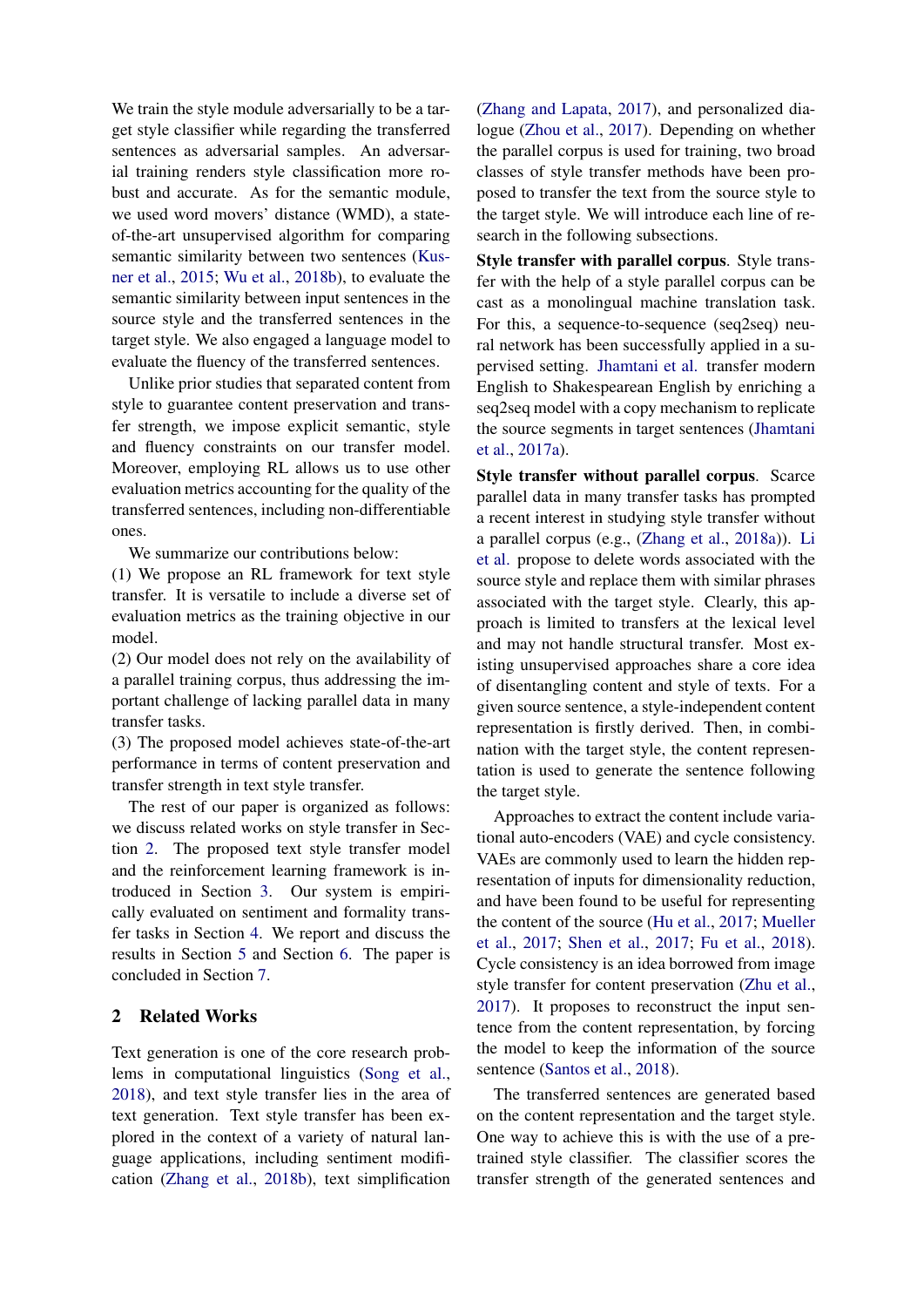We train the style module adversarially to be a target style classifier while regarding the transferred sentences as adversarial samples. An adversarial training renders style classification more robust and accurate. As for the semantic module, we used word movers' distance (WMD), a state-of-the-art unsupervised algorithm for comparing semantic similarity between two sentences (Kusner et al., 2015; Wu et al., 2018b), to evaluate the semantic similarity between input sentences in the source style and the transferred sentences in the target style. We also engaged a language model to evaluate the fluency of the transferred sentences.

Unlike prior studies that separated content from style to guarantee content preservation and transfer strength, we impose explicit semantic, style and fluency constraints on our transfer model. Moreover, employing RL allows us to use other evaluation metrics accounting for the quality of the transferred sentences, including non-differentiable ones.

We summarize our contributions below:

(1) We propose an RL framework for text style transfer. It is versatile to include a diverse set of evaluation metrics as the training objective in our model.

(2) Our model does not rely on the availability of a parallel training corpus, thus addressing the important challenge of lacking parallel data in many transfer tasks.

(3) The proposed model achieves state-of-the-art performance in terms of content preservation and transfer strength in text style transfer.

The rest of our paper is organized as follows: we discuss related works on style transfer in Section 2. The proposed text style transfer model and the reinforcement learning framework is introduced in Section 3. Our system is empirically evaluated on sentiment and formality transfer tasks in Section 4. We report and discuss the results in Section 5 and Section 6. The paper is concluded in Section 7.

## 2 Related Works

Text generation is one of the core research problems in computational linguistics (Song et al., 2018), and text style transfer lies in the area of text generation. Text style transfer has been explored in the context of a variety of natural language applications, including sentiment modification (Zhang et al., 2018b), text simplification (Zhang and Lapata, 2017), and personalized dialogue (Zhou et al., 2017). Depending on whether the parallel corpus is used for training, two broad classes of style transfer methods have been proposed to transfer the text from the source style to the target style. We will introduce each line of research in the following subsections.

**Style transfer with parallel corpus**. Style transfer with the help of a style parallel corpus can be cast as a monolingual machine translation task. For this, a sequence-to-sequence (seq2seq) neural network has been successfully applied in a supervised setting. Jhamtani et al. transfer modern English to Shakespearean English by enriching a seq2seq model with a copy mechanism to replicate the source segments in target sentences (Jhamtani et al., 2017a).

**Style transfer without parallel corpus**. Scarce parallel data in many transfer tasks has prompted a recent interest in studying style transfer without a parallel corpus (e.g., (Zhang et al., 2018a)). Li et al. propose to delete words associated with the source style and replace them with similar phrases associated with the target style. Clearly, this approach is limited to transfers at the lexical level and may not handle structural transfer. Most existing unsupervised approaches share a core idea of disentangling content and style of texts. For a given source sentence, a style-independent content representation is firstly derived. Then, in combination with the target style, the content representation is used to generate the sentence following the target style.

Approaches to extract the content include variational auto-encoders (VAE) and cycle consistency. VAEs are commonly used to learn the hidden representation of inputs for dimensionality reduction, and have been found to be useful for representing the content of the source (Hu et al., 2017; Mueller et al., 2017; Shen et al., 2017; Fu et al., 2018). Cycle consistency is an idea borrowed from image style transfer for content preservation (Zhu et al., 2017). It proposes to reconstruct the input sentence from the content representation, by forcing the model to keep the information of the source sentence (Santos et al., 2018).

The transferred sentences are generated based on the content representation and the target style. One way to achieve this is with the use of a pre-trained style classifier. The classifier scores the transfer strength of the generated sentences and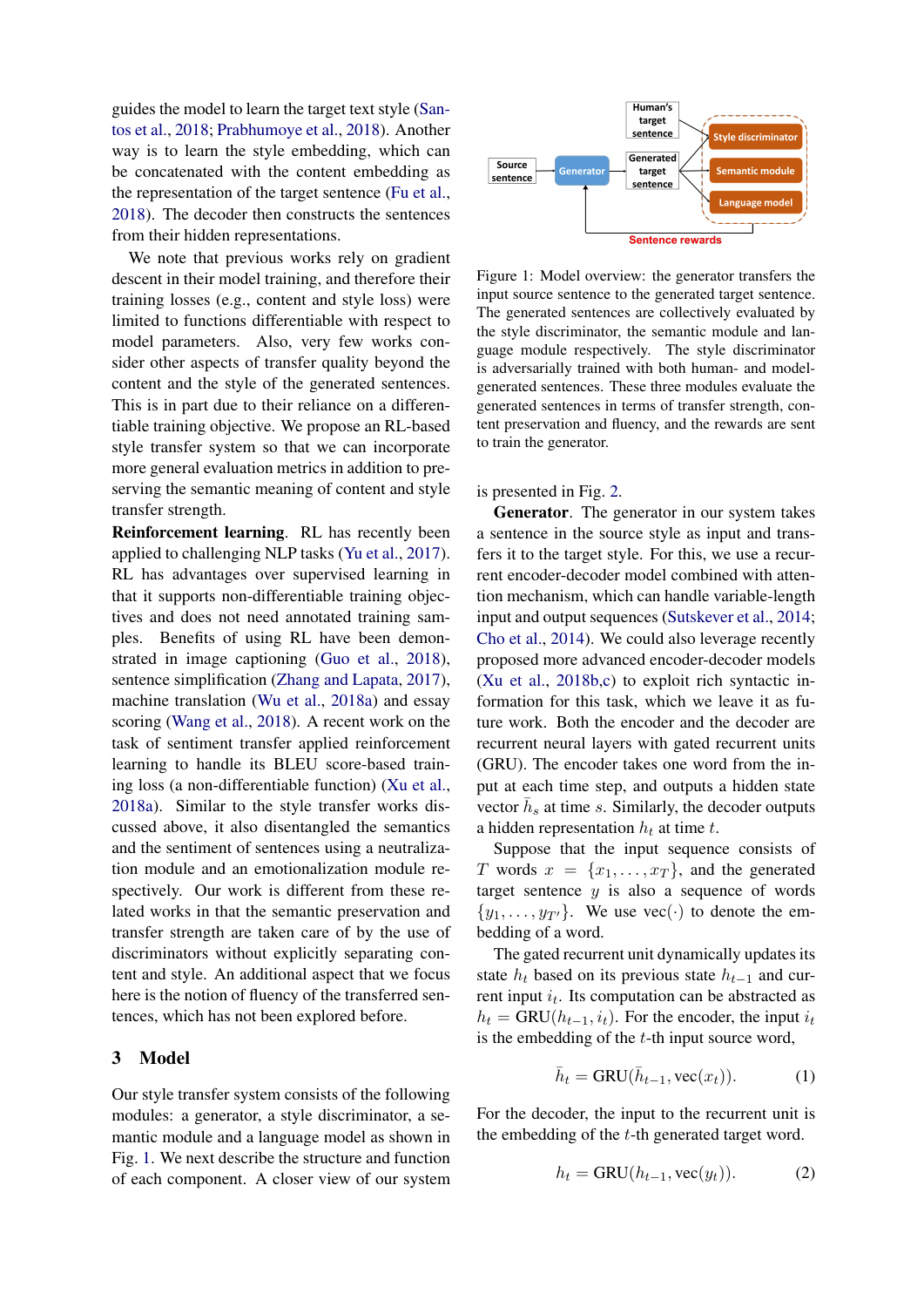guides the model to learn the target text style (Santos et al., 2018; Prabhumoye et al., 2018). Another way is to learn the style embedding, which can be concatenated with the content embedding as the representation of the target sentence (Fu et al., 2018). The decoder then constructs the sentences from their hidden representations.

We note that previous works rely on gradient descent in their model training, and therefore their training losses (e.g., content and style loss) were limited to functions differentiable with respect to model parameters. Also, very few works consider other aspects of transfer quality beyond the content and the style of the generated sentences. This is in part due to their reliance on a differentiable training objective. We propose an RL-based style transfer system so that we can incorporate more general evaluation metrics in addition to preserving the semantic meaning of content and style transfer strength.

**Reinforcement learning**. RL has recently been applied to challenging NLP tasks (Yu et al., 2017). RL has advantages over supervised learning in that it supports non-differentiable training objectives and does not need annotated training samples. Benefits of using RL have been demonstrated in image captioning (Guo et al., 2018), sentence simplification (Zhang and Lapata, 2017), machine translation (Wu et al., 2018a) and essay scoring (Wang et al., 2018). A recent work on the task of sentiment transfer applied reinforcement learning to handle its BLEU score-based training loss (a non-differentiable function) (Xu et al., 2018a). Similar to the style transfer works discussed above, it also disentangled the semantics and the sentiment of sentences using a neutralization module and an emotionalization module respectively. Our work is different from these related works in that the semantic preservation and transfer strength are taken care of by the use of discriminators without explicitly separating content and style. An additional aspect that we focus here is the notion of fluency of the transferred sentences, which has not been explored before.

## 3 Model

Our style transfer system consists of the following modules: a generator, a style discriminator, a semantic module and a language model as shown in Fig. 1. We next describe the structure and function of each component. A closer view of our system is presented in Fig. 2.

Figure 1: Model overview: the generator transfers the input source sentence to the generated target sentence. The generated sentences are collectively evaluated by the style discriminator, the semantic module and language module respectively. The style discriminator is adversarially trained with both human- and model-generated sentences. These three modules evaluate the generated sentences in terms of transfer strength, content preservation and fluency, and the rewards are sent to train the generator.

**Generator**. The generator in our system takes a sentence in the source style as input and transfers it to the target style. For this, we use a recurrent encoder-decoder model combined with attention mechanism, which can handle variable-length input and output sequences (Sutskever et al., 2014; Cho et al., 2014). We could also leverage recently proposed more advanced encoder-decoder models (Xu et al., 2018b,c) to exploit rich syntactic information for this task, which we leave it as future work. Both the encoder and the decoder are recurrent neural layers with gated recurrent units (GRU). The encoder takes one word from the input at each time step, and outputs a hidden state vector $\bar{h}_s$ at time $s$. Similarly, the decoder outputs a hidden representation $h_t$ at time $t$.

Suppose that the input sequence consists of $T$ words $x = \{x_1, \ldots, x_T\}$, and the generated target sentence $y$ is also a sequence of words $\{y_1, \ldots, y_{T'}\}$. We use $\text{vec}(\cdot)$ to denote the embedding of a word.

The gated recurrent unit dynamically updates its state $h_t$ based on its previous state $h_{t-1}$ and current input $i_t$. Its computation can be abstracted as $h_t = \text{GRU}(h_{t-1}, i_t)$. For the encoder, the input $i_t$ is the embedding of the $t$-th input source word,

$$\bar{h}_t = \text{GRU}(\bar{h}_{t-1}, \text{vec}(x_t)). \tag{1}$$

For the decoder, the input to the recurrent unit is the embedding of the $t$-th generated target word.

$$h_t = \text{GRU}(h_{t-1}, \text{vec}(y_t)). \tag{2}$$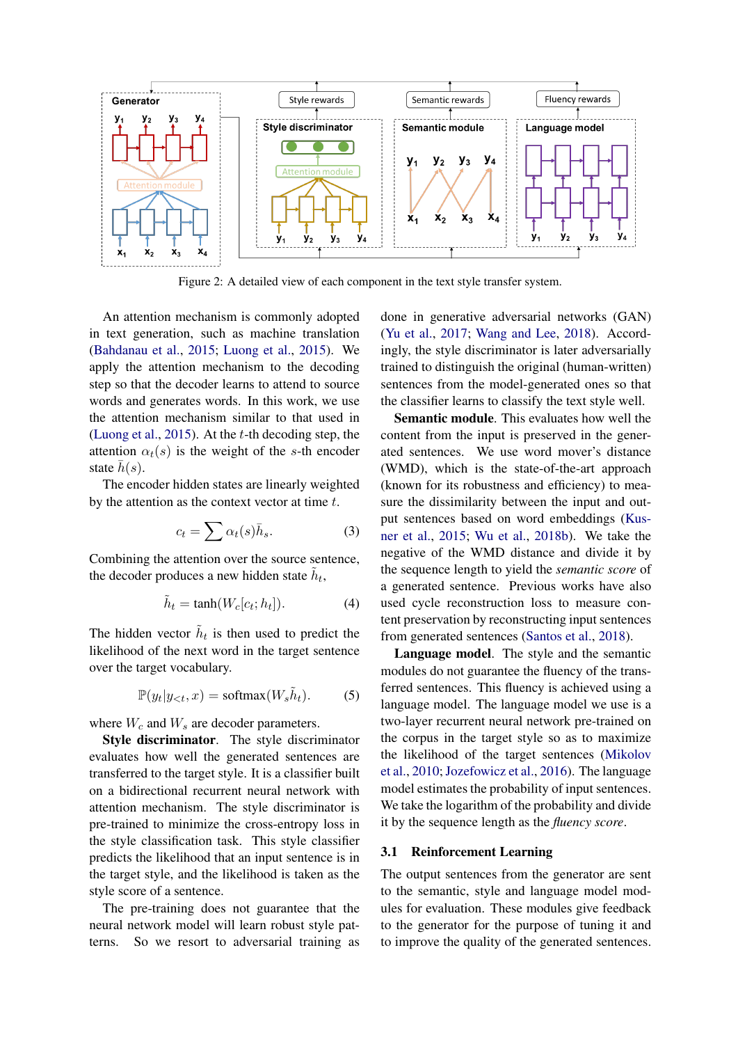Figure 2: A detailed view of each component in the text style transfer system.

An attention mechanism is commonly adopted in text generation, such as machine translation (Bahdanau et al., 2015; Luong et al., 2015). We apply the attention mechanism to the decoding step so that the decoder learns to attend to source words and generates words. In this work, we use the attention mechanism similar to that used in (Luong et al., 2015). At the $t$-th decoding step, the attention $\alpha_t(s)$ is the weight of the $s$-th encoder state $\bar{h}(s)$.

The encoder hidden states are linearly weighted by the attention as the context vector at time $t$.

$$c_t = \sum \alpha_t(s)\bar{h}_s. \tag{3}$$

Combining the attention over the source sentence, the decoder produces a new hidden state $\tilde{h}_t$,

$$\tilde{h}_t = \tanh(W_c[c_t; h_t]). \tag{4}$$

The hidden vector $\tilde{h}_t$ is then used to predict the likelihood of the next word in the target sentence over the target vocabulary.

$$\mathbb{P}(y_t|y_{<t}, x) = \text{softmax}(W_s\tilde{h}_t). \tag{5}$$

where $W_c$ and $W_s$ are decoder parameters.

**Style discriminator**. The style discriminator evaluates how well the generated sentences are transferred to the target style. It is a classifier built on a bidirectional recurrent neural network with attention mechanism. The style discriminator is pre-trained to minimize the cross-entropy loss in the style classification task. This style classifier predicts the likelihood that an input sentence is in the target style, and the likelihood is taken as the style score of a sentence.

The pre-training does not guarantee that the neural network model will learn robust style patterns. So we resort to adversarial training as done in generative adversarial networks (GAN) (Yu et al., 2017; Wang and Lee, 2018). Accordingly, the style discriminator is later adversarially trained to distinguish the original (human-written) sentences from the model-generated ones so that the classifier learns to classify the text style well.

**Semantic module**. This evaluates how well the content from the input is preserved in the generated sentences. We use word mover's distance (WMD), which is the state-of-the-art approach (known for its robustness and efficiency) to measure the dissimilarity between the input and output sentences based on word embeddings (Kusner et al., 2015; Wu et al., 2018b). We take the negative of the WMD distance and divide it by the sequence length to yield the *semantic score* of a generated sentence. Previous works have also used cycle reconstruction loss to measure content preservation by reconstructing input sentences from generated sentences (Santos et al., 2018).

**Language model**. The style and the semantic modules do not guarantee the fluency of the transferred sentences. This fluency is achieved using a language model. The language model we use is a two-layer recurrent neural network pre-trained on the corpus in the target style so as to maximize the likelihood of the target sentences (Mikolov et al., 2010; Jozefowicz et al., 2016). The language model estimates the probability of input sentences. We take the logarithm of the probability and divide it by the sequence length as the *fluency score*.

### 3.1 Reinforcement Learning

The output sentences from the generator are sent to the semantic, style and language model modules for evaluation. These modules give feedback to the generator for the purpose of tuning it and to improve the quality of the generated sentences.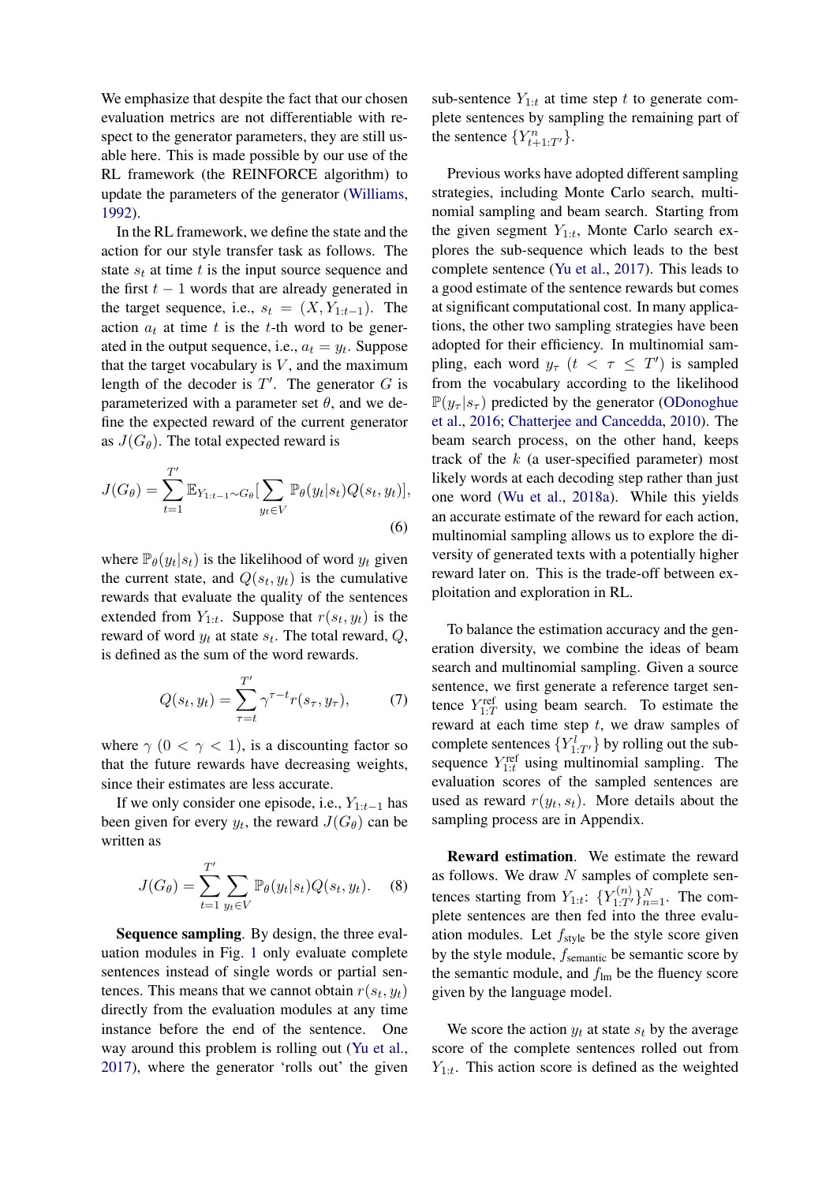We emphasize that despite the fact that our chosen evaluation metrics are not differentiable with respect to the generator parameters, they are still usable here. This is made possible by our use of the RL framework (the REINFORCE algorithm) to update the parameters of the generator (Williams, 1992).

In the RL framework, we define the state and the action for our style transfer task as follows. The state $s_t$ at time $t$ is the input source sequence and the first $t-1$ words that are already generated in the target sequence, i.e., $s_t = (X, Y_{1:t-1})$. The action $a_t$ at time $t$ is the $t$-th word to be generated in the output sequence, i.e., $a_t = y_t$. Suppose that the target vocabulary is $V$, and the maximum length of the decoder is $T'$. The generator $G$ is parameterized with a parameter set $\theta$, and we define the expected reward of the current generator as $J(G_\theta)$. The total expected reward is

$$J(G_\theta) = \sum_{t=1}^{T'} \mathbb{E}_{Y_{1:t-1} \sim G_\theta} \Big[ \sum_{y_t \in V} \mathbb{P}_\theta(y_t | s_t) Q(s_t, y_t) \Big], \tag{6}$$

where $\mathbb{P}_\theta(y_t|s_t)$ is the likelihood of word $y_t$ given the current state, and $Q(s_t, y_t)$ is the cumulative rewards that evaluate the quality of the sentences extended from $Y_{1:t}$. Suppose that $r(s_t, y_t)$ is the reward of word $y_t$ at state $s_t$. The total reward, $Q$, is defined as the sum of the word rewards.

$$Q(s_t, y_t) = \sum_{\tau=t}^{T'} \gamma^{\tau - t} r(s_\tau, y_\tau), \tag{7}$$

where $\gamma$ $(0 < \gamma < 1)$, is a discounting factor so that the future rewards have decreasing weights, since their estimates are less accurate.

If we only consider one episode, i.e., $Y_{1:t-1}$ has been given for every $y_t$, the reward $J(G_\theta)$ can be written as

$$J(G_\theta) = \sum_{t=1}^{T'} \sum_{y_t \in V} \mathbb{P}_\theta(y_t|s_t) Q(s_t, y_t). \tag{8}$$

**Sequence sampling**. By design, the three evaluation modules in Fig. 1 only evaluate complete sentences instead of single words or partial sentences. This means that we cannot obtain $r(s_t, y_t)$ directly from the evaluation modules at any time instance before the end of the sentence. One way around this problem is rolling out (Yu et al., 2017), where the generator 'rolls out' the given sub-sentence $Y_{1:t}$ at time step $t$ to generate complete sentences by sampling the remaining part of the sentence $\{Y^n_{t+1:T'}\}$.

Previous works have adopted different sampling strategies, including Monte Carlo search, multinomial sampling and beam search. Starting from the given segment $Y_{1:t}$, Monte Carlo search explores the sub-sequence which leads to the best complete sentence (Yu et al., 2017). This leads to a good estimate of the sentence rewards but comes at significant computational cost. In many applications, the other two sampling strategies have been adopted for their efficiency. In multinomial sampling, each word $y_\tau$ $(t < \tau \leq T')$ is sampled from the vocabulary according to the likelihood $\mathbb{P}(y_\tau|s_\tau)$ predicted by the generator (ODonoghue et al., 2016; Chatterjee and Cancedda, 2010). The beam search process, on the other hand, keeps track of the $k$ (a user-specified parameter) most likely words at each decoding step rather than just one word (Wu et al., 2018a). While this yields an accurate estimate of the reward for each action, multinomial sampling allows us to explore the diversity of generated texts with a potentially higher reward later on. This is the trade-off between exploitation and exploration in RL.

To balance the estimation accuracy and the generation diversity, we combine the ideas of beam search and multinomial sampling. Given a source sentence, we first generate a reference target sentence $Y^{\text{ref}}_{1:T}$ using beam search. To estimate the reward at each time step $t$, we draw samples of complete sentences $\{Y^l_{1:T'}\}$ by rolling out the subsequence $Y^{\text{ref}}_{1:t}$ using multinomial sampling. The evaluation scores of the sampled sentences are used as reward $r(y_t, s_t)$. More details about the sampling process are in Appendix.

**Reward estimation**. We estimate the reward as follows. We draw $N$ samples of complete sentences starting from $Y_{1:t}$: $\{Y^{(n)}_{1:T'}\}_{n=1}^{N}$. The complete sentences are then fed into the three evaluation modules. Let $f_{\text{style}}$ be the style score given by the style module, $f_{\text{semantic}}$ be semantic score by the semantic module, and $f_{\text{lm}}$ be the fluency score given by the language model.

We score the action $y_t$ at state $s_t$ by the average score of the complete sentences rolled out from $Y_{1:t}$. This action score is defined as the weighted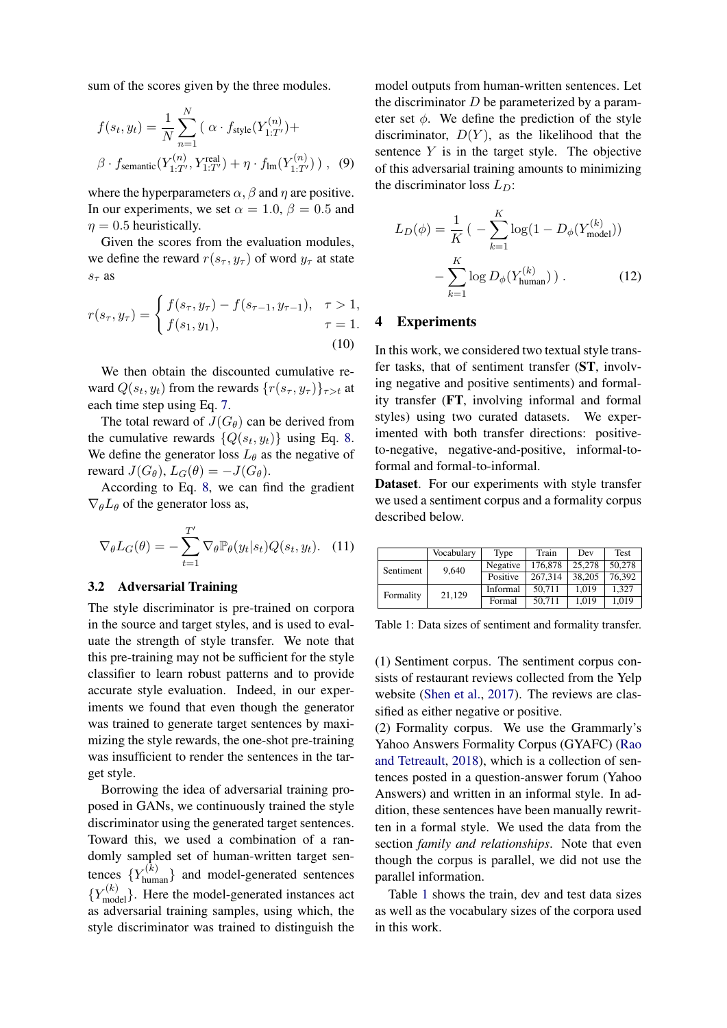sum of the scores given by the three modules.

$$f(s_t, y_t) = \frac{1}{N} \sum_{n=1}^{N} (\ \alpha \cdot f_{\text{style}}(Y_{1:T'}^{(n)}) +$$
$$\beta \cdot f_{\text{semantic}}(Y_{1:T'}^{(n)}, Y_{1:T'}^{\text{real}}) + \eta \cdot f_{\text{lm}}(Y_{1:T'}^{(n)})\ )\ , \quad (9)$$

where the hyperparameters $\alpha, \beta$ and $\eta$ are positive. In our experiments, we set $\alpha = 1.0$, $\beta = 0.5$ and $\eta = 0.5$ heuristically.

Given the scores from the evaluation modules, we define the reward $r(s_\tau, y_\tau)$ of word $y_\tau$ at state $s_\tau$ as

$$r(s_\tau, y_\tau) = \begin{cases} f(s_\tau, y_\tau) - f(s_{\tau-1}, y_{\tau-1}), & \tau > 1, \\ f(s_1, y_1), & \tau = 1. \end{cases} \quad (10)$$

We then obtain the discounted cumulative reward $Q(s_t, y_t)$ from the rewards $\{r(s_\tau, y_\tau)\}_{\tau > t}$ at each time step using Eq. 7.

The total reward of $J(G_\theta)$ can be derived from the cumulative rewards $\{Q(s_t, y_t)\}$ using Eq. 8. We define the generator loss $L_\theta$ as the negative of reward $J(G_\theta)$, $L_G(\theta) = -J(G_\theta)$.

According to Eq. 8, we can find the gradient $\nabla_\theta L_\theta$ of the generator loss as,

$$\nabla_\theta L_G(\theta) = -\sum_{t=1}^{T'} \nabla_\theta \mathbb{P}_\theta(y_t|s_t) Q(s_t, y_t). \quad (11)$$

### 3.2 Adversarial Training

The style discriminator is pre-trained on corpora in the source and target styles, and is used to evaluate the strength of style transfer. We note that this pre-training may not be sufficient for the style classifier to learn robust patterns and to provide accurate style evaluation. Indeed, in our experiments we found that even though the generator was trained to generate target sentences by maximizing the style rewards, the one-shot pre-training was insufficient to render the sentences in the target style.

Borrowing the idea of adversarial training proposed in GANs, we continuously trained the style discriminator using the generated target sentences. Toward this, we used a combination of a randomly sampled set of human-written target sentences $\{Y_{\text{human}}^{(k)}\}$ and model-generated sentences $\{Y_{\text{model}}^{(k)}\}$. Here the model-generated instances act as adversarial training samples, using which, the style discriminator was trained to distinguish the model outputs from human-written sentences. Let the discriminator $D$ be parameterized by a parameter set $\phi$. We define the prediction of the style discriminator, $D(Y)$, as the likelihood that the sentence $Y$ is in the target style. The objective of this adversarial training amounts to minimizing the discriminator loss $L_D$:

$$L_D(\phi) = \frac{1}{K}\ (\ -\sum_{k=1}^{K} \log(1 - D_\phi(Y_{\text{model}}^{(k)}))$$
$$-\sum_{k=1}^{K} \log D_\phi(Y_{\text{human}}^{(k)})\ )\ . \quad (12)$$

## 4 Experiments

In this work, we considered two textual style transfer tasks, that of sentiment transfer (**ST**, involving negative and positive sentiments) and formality transfer (**FT**, involving informal and formal styles) using two curated datasets. We experimented with both transfer directions: positive-to-negative, negative-and-positive, informal-to-formal and formal-to-informal.

**Dataset**. For our experiments with style transfer we used a sentiment corpus and a formality corpus described below.

| | Vocabulary | Type | Train | Dev | Test |
|---|---|---|---|---|---|
| Sentiment | 9,640 | Negative | 176,878 | 25,278 | 50,278 |
| | | Positive | 267,314 | 38,205 | 76,392 |
| Formality | 21,129 | Informal | 50,711 | 1,019 | 1,327 |
| | | Formal | 50,711 | 1,019 | 1,019 |

Table 1: Data sizes of sentiment and formality transfer.

(1) Sentiment corpus. The sentiment corpus consists of restaurant reviews collected from the Yelp website (Shen et al., 2017). The reviews are classified as either negative or positive.

(2) Formality corpus. We use the Grammarly's Yahoo Answers Formality Corpus (GYAFC) (Rao and Tetreault, 2018), which is a collection of sentences posted in a question-answer forum (Yahoo Answers) and written in an informal style. In addition, these sentences have been manually rewritten in a formal style. We used the data from the section *family and relationships*. Note that even though the corpus is parallel, we did not use the parallel information.

Table 1 shows the train, dev and test data sizes as well as the vocabulary sizes of the corpora used in this work.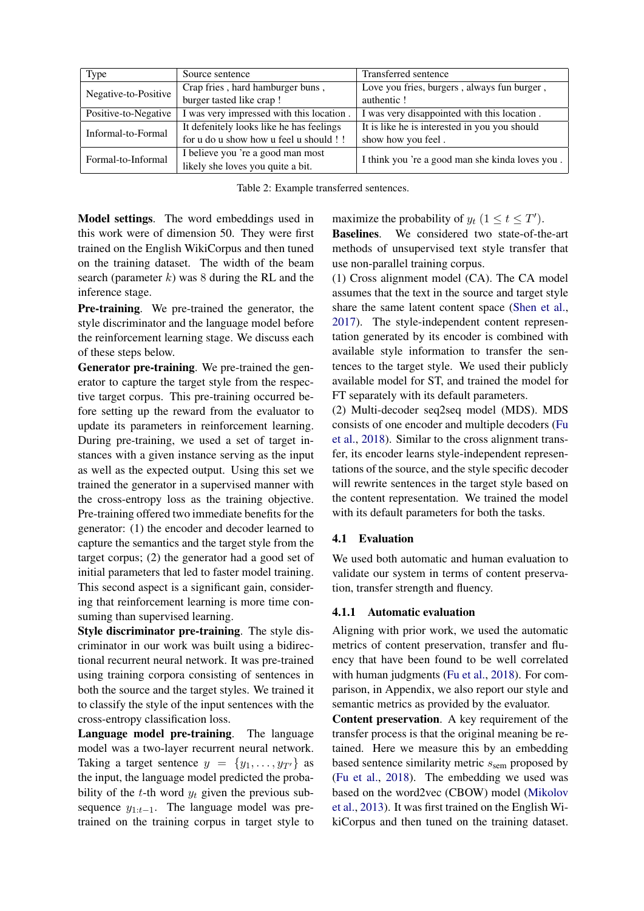| Type | Source sentence | Transferred sentence |
|---|---|---|
| Negative-to-Positive | Crap fries , hard hamburger buns , burger tasted like crap ! | Love you fries, burgers , always fun burger , authentic ! |
| Positive-to-Negative | I was very impressed with this location . | I was very disappointed with this location . |
| Informal-to-Formal | It defenitely looks like he has feelings for u do u show how u feel u should ! ! | It is like he is interested in you you should show how you feel . |
| Formal-to-Informal | I believe you 're a good man most likely she loves you quite a bit. | I think you 're a good man she kinda loves you . |

Table 2: Example transferred sentences.

**Model settings**. The word embeddings used in this work were of dimension 50. They were first trained on the English WikiCorpus and then tuned on the training dataset. The width of the beam search (parameter $k$) was 8 during the RL and the inference stage.

**Pre-training**. We pre-trained the generator, the style discriminator and the language model before the reinforcement learning stage. We discuss each of these steps below.

**Generator pre-training**. We pre-trained the generator to capture the target style from the respective target corpus. This pre-training occurred before setting up the reward from the evaluator to update its parameters in reinforcement learning. During pre-training, we used a set of target instances with a given instance serving as the input as well as the expected output. Using this set we trained the generator in a supervised manner with the cross-entropy loss as the training objective. Pre-training offered two immediate benefits for the generator: (1) the encoder and decoder learned to capture the semantics and the target style from the target corpus; (2) the generator had a good set of initial parameters that led to faster model training. This second aspect is a significant gain, considering that reinforcement learning is more time consuming than supervised learning.

**Style discriminator pre-training**. The style discriminator in our work was built using a bidirectional recurrent neural network. It was pre-trained using training corpora consisting of sentences in both the source and the target styles. We trained it to classify the style of the input sentences with the cross-entropy classification loss.

**Language model pre-training**. The language model was a two-layer recurrent neural network. Taking a target sentence $y = \{y_1, \ldots, y_{T'}\}$ as the input, the language model predicted the probability of the $t$-th word $y_t$ given the previous subsequence $y_{1:t-1}$. The language model was pre-trained on the training corpus in target style to maximize the probability of $y_t$ $(1 \leq t \leq T')$.

**Baselines**. We considered two state-of-the-art methods of unsupervised text style transfer that use non-parallel training corpus.

(1) Cross alignment model (CA). The CA model assumes that the text in the source and target style share the same latent content space (Shen et al., 2017). The style-independent content representation generated by its encoder is combined with available style information to transfer the sentences to the target style. We used their publicly available model for ST, and trained the model for FT separately with its default parameters.

(2) Multi-decoder seq2seq model (MDS). MDS consists of one encoder and multiple decoders (Fu et al., 2018). Similar to the cross alignment transfer, its encoder learns style-independent representations of the source, and the style specific decoder will rewrite sentences in the target style based on the content representation. We trained the model with its default parameters for both the tasks.

### 4.1 Evaluation

We used both automatic and human evaluation to validate our system in terms of content preservation, transfer strength and fluency.

#### 4.1.1 Automatic evaluation

Aligning with prior work, we used the automatic metrics of content preservation, transfer and fluency that have been found to be well correlated with human judgments (Fu et al., 2018). For comparison, in Appendix, we also report our style and semantic metrics as provided by the evaluator.

**Content preservation**. A key requirement of the transfer process is that the original meaning be retained. Here we measure this by an embedding based sentence similarity metric $s_{\text{sem}}$ proposed by (Fu et al., 2018). The embedding we used was based on the word2vec (CBOW) model (Mikolov et al., 2013). It was first trained on the English WikiCorpus and then tuned on the training dataset.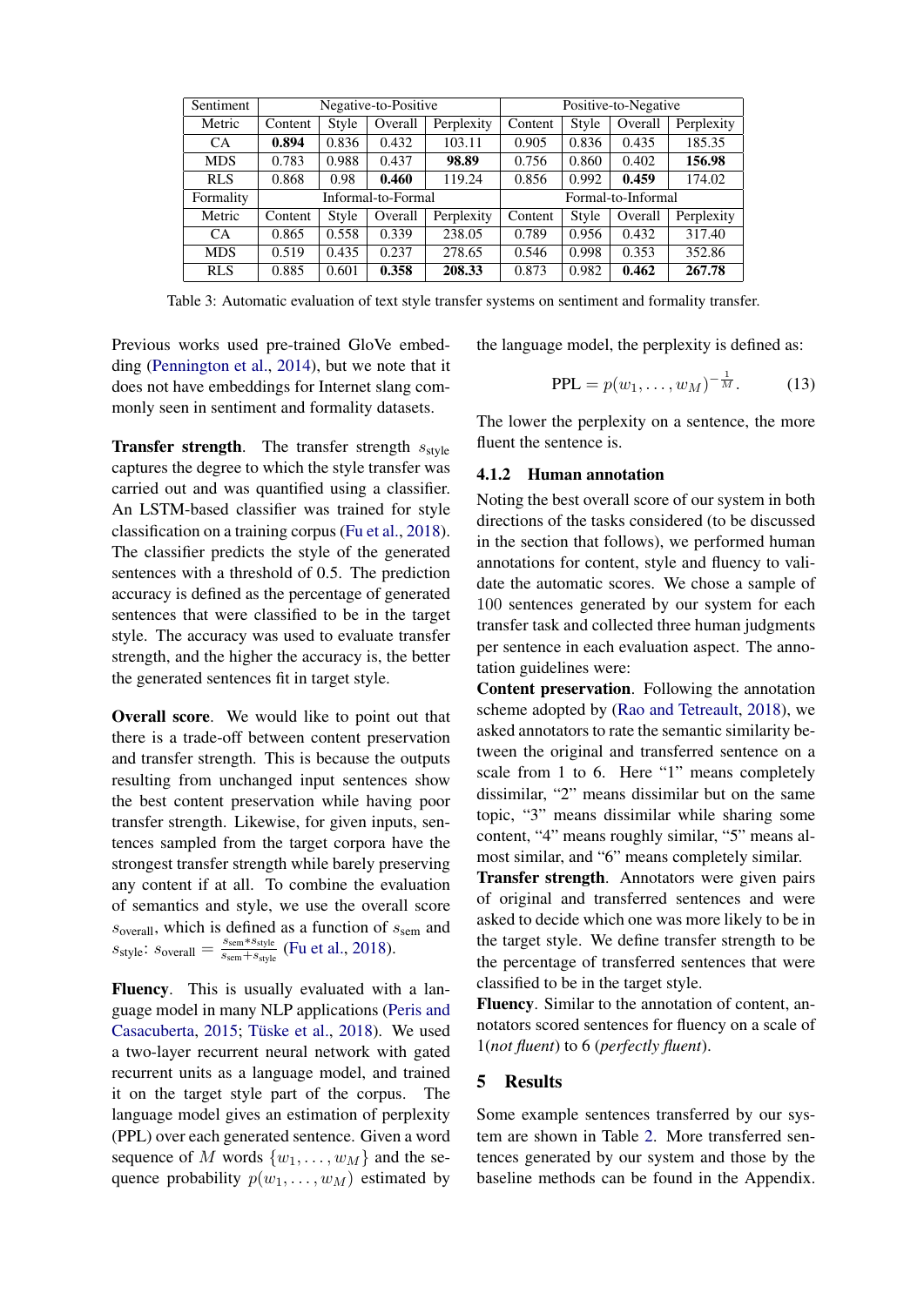| Sentiment | Negative-to-Positive | | | | Positive-to-Negative | | | |
|---|---|---|---|---|---|---|---|---|
| Metric | Content | Style | Overall | Perplexity | Content | Style | Overall | Perplexity |
| CA | **0.894** | 0.836 | 0.432 | 103.11 | 0.905 | 0.836 | 0.435 | 185.35 |
| MDS | 0.783 | 0.988 | 0.437 | **98.89** | 0.756 | 0.860 | 0.402 | **156.98** |
| RLS | 0.868 | 0.98 | **0.460** | 119.24 | 0.856 | 0.992 | **0.459** | 174.02 |
| Formality | Informal-to-Formal | | | | Formal-to-Informal | | | |
| Metric | Content | Style | Overall | Perplexity | Content | Style | Overall | Perplexity |
| CA | 0.865 | 0.558 | 0.339 | 238.05 | 0.789 | 0.956 | 0.432 | 317.40 |
| MDS | 0.519 | 0.435 | 0.237 | 278.65 | 0.546 | 0.998 | 0.353 | 352.86 |
| RLS | 0.885 | 0.601 | **0.358** | **208.33** | 0.873 | 0.982 | **0.462** | **267.78** |

Table 3: Automatic evaluation of text style transfer systems on sentiment and formality transfer.

Previous works used pre-trained GloVe embedding (Pennington et al., 2014), but we note that it does not have embeddings for Internet slang commonly seen in sentiment and formality datasets.

**Transfer strength**. The transfer strength $s_{\text{style}}$ captures the degree to which the style transfer was carried out and was quantified using a classifier. An LSTM-based classifier was trained for style classification on a training corpus (Fu et al., 2018). The classifier predicts the style of the generated sentences with a threshold of 0.5. The prediction accuracy is defined as the percentage of generated sentences that were classified to be in the target style. The accuracy was used to evaluate transfer strength, and the higher the accuracy is, the better the generated sentences fit in target style.

**Overall score**. We would like to point out that there is a trade-off between content preservation and transfer strength. This is because the outputs resulting from unchanged input sentences show the best content preservation while having poor transfer strength. Likewise, for given inputs, sentences sampled from the target corpora have the strongest transfer strength while barely preserving any content if at all. To combine the evaluation of semantics and style, we use the overall score $s_{\text{overall}}$, which is defined as a function of $s_{\text{sem}}$ and $s_{\text{style}}$: $s_{\text{overall}} = \frac{s_{\text{sem}} * s_{\text{style}}}{s_{\text{sem}} + s_{\text{style}}}$ (Fu et al., 2018).

**Fluency**. This is usually evaluated with a language model in many NLP applications (Peris and Casacuberta, 2015; Tüske et al., 2018). We used a two-layer recurrent neural network with gated recurrent units as a language model, and trained it on the target style part of the corpus. The language model gives an estimation of perplexity (PPL) over each generated sentence. Given a word sequence of $M$ words $\{w_1, \ldots, w_M\}$ and the sequence probability $p(w_1, \ldots, w_M)$ estimated by the language model, the perplexity is defined as:

$$\text{PPL} = p(w_1, \ldots, w_M)^{-\frac{1}{M}}. \tag{13}$$

The lower the perplexity on a sentence, the more fluent the sentence is.

### 4.1.2 Human annotation

Noting the best overall score of our system in both directions of the tasks considered (to be discussed in the section that follows), we performed human annotations for content, style and fluency to validate the automatic scores. We chose a sample of 100 sentences generated by our system for each transfer task and collected three human judgments per sentence in each evaluation aspect. The annotation guidelines were:

**Content preservation**. Following the annotation scheme adopted by (Rao and Tetreault, 2018), we asked annotators to rate the semantic similarity between the original and transferred sentence on a scale from 1 to 6. Here "1" means completely dissimilar, "2" means dissimilar but on the same topic, "3" means dissimilar while sharing some content, "4" means roughly similar, "5" means almost similar, and "6" means completely similar.

**Transfer strength**. Annotators were given pairs of original and transferred sentences and were asked to decide which one was more likely to be in the target style. We define transfer strength to be the percentage of transferred sentences that were classified to be in the target style.

**Fluency**. Similar to the annotation of content, annotators scored sentences for fluency on a scale of 1(*not fluent*) to 6 (*perfectly fluent*).

## 5 Results

Some example sentences transferred by our system are shown in Table 2. More transferred sentences generated by our system and those by the baseline methods can be found in the Appendix.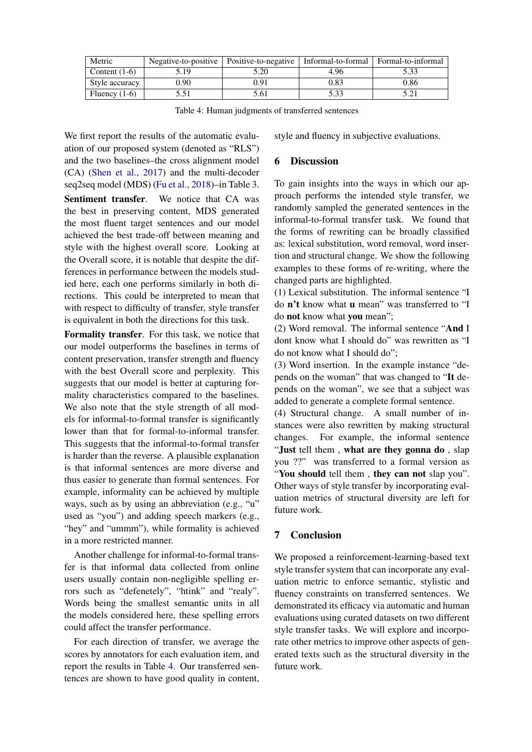| Metric | Negative-to-positive | Positive-to-negative | Informal-to-formal | Formal-to-informal |
|---|---|---|---|---|
| Content (1-6) | 5.19 | 5.20 | 4.96 | 5.33 |
| Style accuracy | 0.90 | 0.91 | 0.83 | 0.86 |
| Fluency (1-6) | 5.51 | 5.61 | 5.33 | 5.21 |

Table 4: Human judgments of transferred sentences

We first report the results of the automatic evaluation of our proposed system (denoted as "RLS") and the two baselines–the cross alignment model (CA) (Shen et al., 2017) and the multi-decoder seq2seq model (MDS) (Fu et al., 2018)–in Table 3.

**Sentiment transfer**. We notice that CA was the best in preserving content, MDS generated the most fluent target sentences and our model achieved the best trade-off between meaning and style with the highest overall score. Looking at the Overall score, it is notable that despite the differences in performance between the models studied here, each one performs similarly in both directions. This could be interpreted to mean that with respect to difficulty of transfer, style transfer is equivalent in both the directions for this task.

**Formality transfer**. For this task, we notice that our model outperforms the baselines in terms of content preservation, transfer strength and fluency with the best Overall score and perplexity. This suggests that our model is better at capturing formality characteristics compared to the baselines. We also note that the style strength of all models for informal-to-formal transfer is significantly lower than that for formal-to-informal transfer. This suggests that the informal-to-formal transfer is harder than the reverse. A plausible explanation is that informal sentences are more diverse and thus easier to generate than formal sentences. For example, informality can be achieved by multiple ways, such as by using an abbreviation (e.g., "u" used as "you") and adding speech markers (e.g., "hey" and "ummm"), while formality is achieved in a more restricted manner.

Another challenge for informal-to-formal transfer is that informal data collected from online users usually contain non-negligible spelling errors such as "defenetely", "htink" and "realy". Words being the smallest semantic units in all the models considered here, these spelling errors could affect the transfer performance.

For each direction of transfer, we average the scores by annotators for each evaluation item, and report the results in Table 4. Our transferred sentences are shown to have good quality in content, style and fluency in subjective evaluations.

## 6 Discussion

To gain insights into the ways in which our approach performs the intended style transfer, we randomly sampled the generated sentences in the informal-to-formal transfer task. We found that the forms of rewriting can be broadly classified as: lexical substitution, word removal, word insertion and structural change. We show the following examples to these forms of re-writing, where the changed parts are highlighted.

(1) Lexical substitution. The informal sentence "I do **n't** know what **u** mean" was transferred to "I do **not** know what **you** mean";

(2) Word removal. The informal sentence "**And** I dont know what I should do" was rewritten as "I do not know what I should do";

(3) Word insertion. In the example instance "depends on the woman" that was changed to "**It** depends on the woman", we see that a subject was added to generate a complete formal sentence.

(4) Structural change. A small number of instances were also rewritten by making structural changes. For example, the informal sentence "**Just** tell them , **what are they gonna do** , slap you ??" was transferred to a formal version as "**You should** tell them , **they can not** slap you". Other ways of style transfer by incorporating evaluation metrics of structural diversity are left for future work.

## 7 Conclusion

We proposed a reinforcement-learning-based text style transfer system that can incorporate any evaluation metric to enforce semantic, stylistic and fluency constraints on transferred sentences. We demonstrated its efficacy via automatic and human evaluations using curated datasets on two different style transfer tasks. We will explore and incorporate other metrics to improve other aspects of generated texts such as the structural diversity in the future work.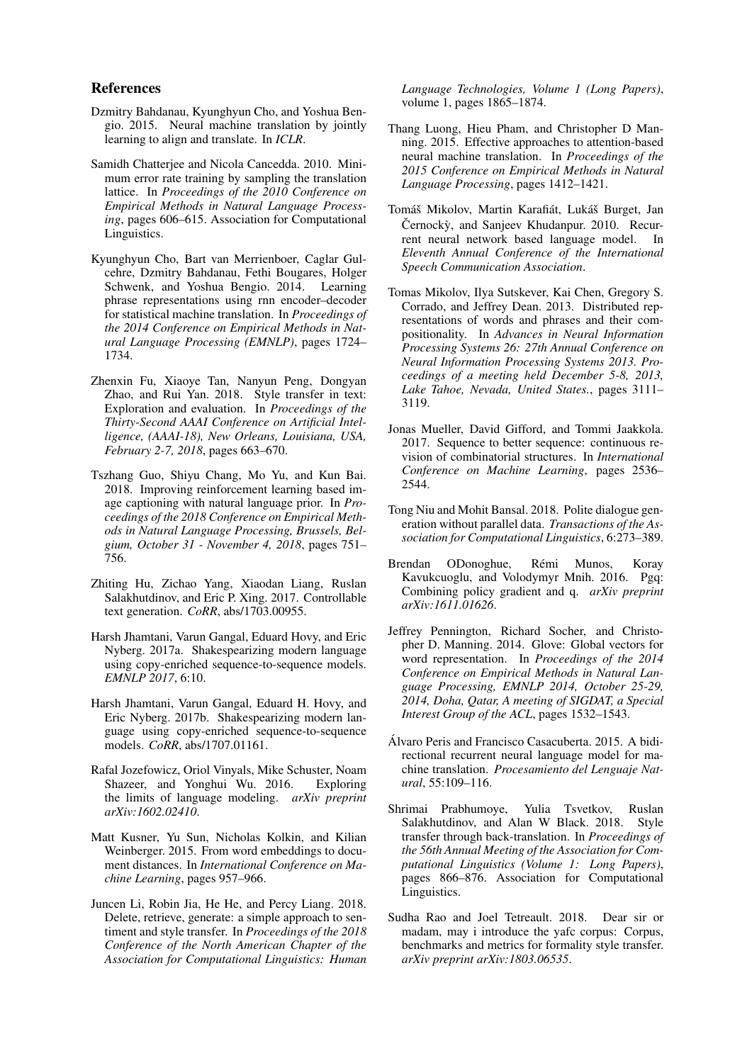## References

Dzmitry Bahdanau, Kyunghyun Cho, and Yoshua Bengio. 2015. Neural machine translation by jointly learning to align and translate. In *ICLR*.

Samidh Chatterjee and Nicola Cancedda. 2010. Minimum error rate training by sampling the translation lattice. In *Proceedings of the 2010 Conference on Empirical Methods in Natural Language Processing*, pages 606–615. Association for Computational Linguistics.

Kyunghyun Cho, Bart van Merrienboer, Caglar Gulcehre, Dzmitry Bahdanau, Fethi Bougares, Holger Schwenk, and Yoshua Bengio. 2014. Learning phrase representations using rnn encoder–decoder for statistical machine translation. In *Proceedings of the 2014 Conference on Empirical Methods in Natural Language Processing (EMNLP)*, pages 1724–1734.

Zhenxin Fu, Xiaoye Tan, Nanyun Peng, Dongyan Zhao, and Rui Yan. 2018. Style transfer in text: Exploration and evaluation. In *Proceedings of the Thirty-Second AAAI Conference on Artificial Intelligence, (AAAI-18), New Orleans, Louisiana, USA, February 2-7, 2018*, pages 663–670.

Tszhang Guo, Shiyu Chang, Mo Yu, and Kun Bai. 2018. Improving reinforcement learning based image captioning with natural language prior. In *Proceedings of the 2018 Conference on Empirical Methods in Natural Language Processing, Brussels, Belgium, October 31 - November 4, 2018*, pages 751–756.

Zhiting Hu, Zichao Yang, Xiaodan Liang, Ruslan Salakhutdinov, and Eric P. Xing. 2017. Controllable text generation. *CoRR*, abs/1703.00955.

Harsh Jhamtani, Varun Gangal, Eduard Hovy, and Eric Nyberg. 2017a. Shakespearizing modern language using copy-enriched sequence-to-sequence models. *EMNLP 2017*, 6:10.

Harsh Jhamtani, Varun Gangal, Eduard H. Hovy, and Eric Nyberg. 2017b. Shakespearizing modern language using copy-enriched sequence-to-sequence models. *CoRR*, abs/1707.01161.

Rafal Jozefowicz, Oriol Vinyals, Mike Schuster, Noam Shazeer, and Yonghui Wu. 2016. Exploring the limits of language modeling. *arXiv preprint arXiv:1602.02410*.

Matt Kusner, Yu Sun, Nicholas Kolkin, and Kilian Weinberger. 2015. From word embeddings to document distances. In *International Conference on Machine Learning*, pages 957–966.

Juncen Li, Robin Jia, He He, and Percy Liang. 2018. Delete, retrieve, generate: a simple approach to sentiment and style transfer. In *Proceedings of the 2018 Conference of the North American Chapter of the Association for Computational Linguistics: Human Language Technologies, Volume 1 (Long Papers)*, volume 1, pages 1865–1874.

Thang Luong, Hieu Pham, and Christopher D Manning. 2015. Effective approaches to attention-based neural machine translation. In *Proceedings of the 2015 Conference on Empirical Methods in Natural Language Processing*, pages 1412–1421.

Tomáš Mikolov, Martin Karafiát, Lukáš Burget, Jan Černockỳ, and Sanjeev Khudanpur. 2010. Recurrent neural network based language model. In *Eleventh Annual Conference of the International Speech Communication Association*.

Tomas Mikolov, Ilya Sutskever, Kai Chen, Gregory S. Corrado, and Jeffrey Dean. 2013. Distributed representations of words and phrases and their compositionality. In *Advances in Neural Information Processing Systems 26: 27th Annual Conference on Neural Information Processing Systems 2013. Proceedings of a meeting held December 5-8, 2013, Lake Tahoe, Nevada, United States.*, pages 3111–3119.

Jonas Mueller, David Gifford, and Tommi Jaakkola. 2017. Sequence to better sequence: continuous revision of combinatorial structures. In *International Conference on Machine Learning*, pages 2536–2544.

Tong Niu and Mohit Bansal. 2018. Polite dialogue generation without parallel data. *Transactions of the Association for Computational Linguistics*, 6:273–389.

Brendan ODonoghue, Rémi Munos, Koray Kavukcuoglu, and Volodymyr Mnih. 2016. Pgq: Combining policy gradient and q. *arXiv preprint arXiv:1611.01626*.

Jeffrey Pennington, Richard Socher, and Christopher D. Manning. 2014. Glove: Global vectors for word representation. In *Proceedings of the 2014 Conference on Empirical Methods in Natural Language Processing, EMNLP 2014, October 25-29, 2014, Doha, Qatar, A meeting of SIGDAT, a Special Interest Group of the ACL*, pages 1532–1543.

Álvaro Peris and Francisco Casacuberta. 2015. A bidirectional recurrent neural language model for machine translation. *Procesamiento del Lenguaje Natural*, 55:109–116.

Shrimai Prabhumoye, Yulia Tsvetkov, Ruslan Salakhutdinov, and Alan W Black. 2018. Style transfer through back-translation. In *Proceedings of the 56th Annual Meeting of the Association for Computational Linguistics (Volume 1: Long Papers)*, pages 866–876. Association for Computational Linguistics.

Sudha Rao and Joel Tetreault. 2018. Dear sir or madam, may i introduce the yafc corpus: Corpus, benchmarks and metrics for formality style transfer. *arXiv preprint arXiv:1803.06535*.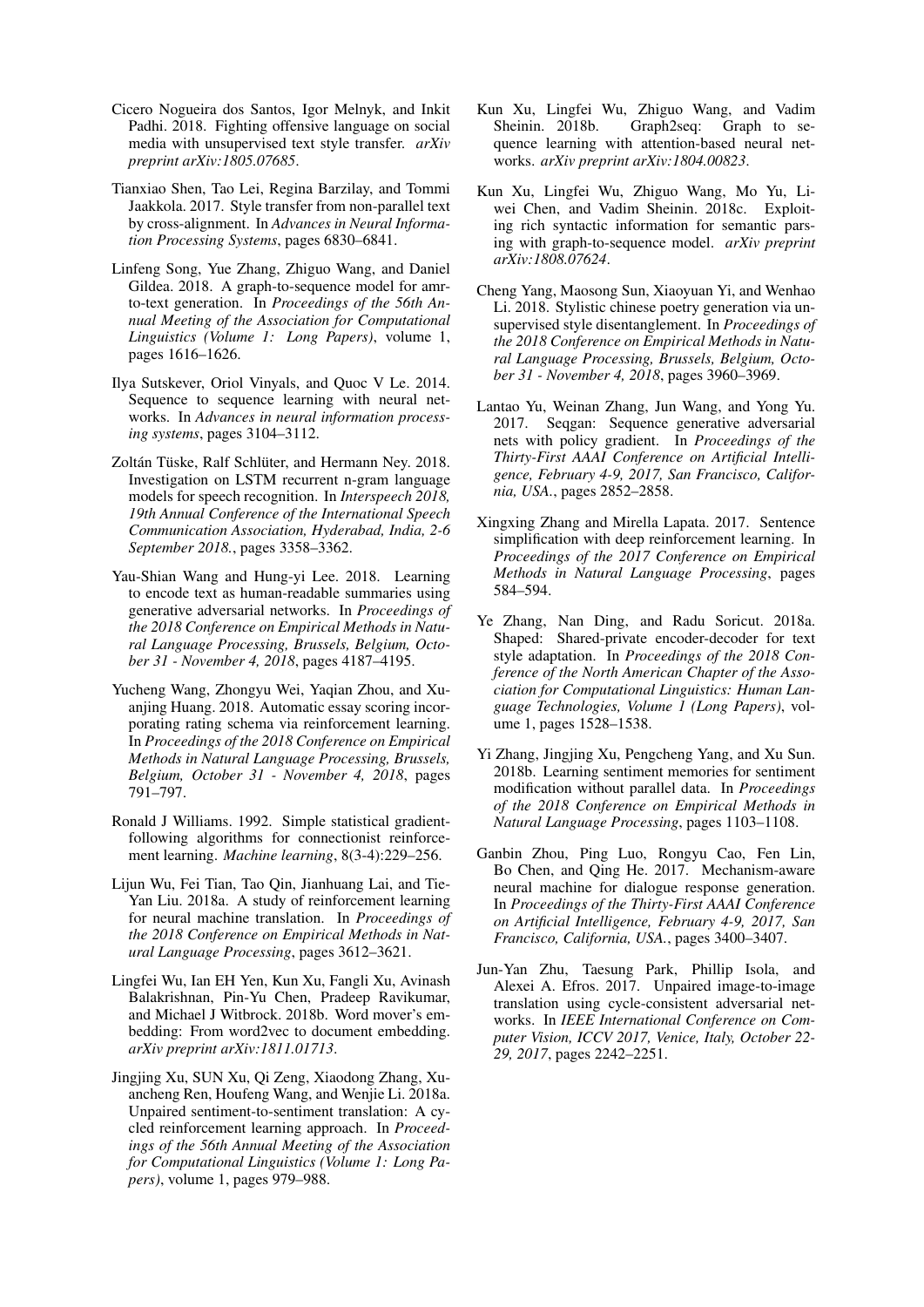Cicero Nogueira dos Santos, Igor Melnyk, and Inkit Padhi. 2018. Fighting offensive language on social media with unsupervised text style transfer. *arXiv preprint arXiv:1805.07685*.

Tianxiao Shen, Tao Lei, Regina Barzilay, and Tommi Jaakkola. 2017. Style transfer from non-parallel text by cross-alignment. In *Advances in Neural Information Processing Systems*, pages 6830–6841.

Linfeng Song, Yue Zhang, Zhiguo Wang, and Daniel Gildea. 2018. A graph-to-sequence model for amr-to-text generation. In *Proceedings of the 56th Annual Meeting of the Association for Computational Linguistics (Volume 1: Long Papers)*, volume 1, pages 1616–1626.

Ilya Sutskever, Oriol Vinyals, and Quoc V Le. 2014. Sequence to sequence learning with neural networks. In *Advances in neural information processing systems*, pages 3104–3112.

Zoltán Tüske, Ralf Schlüter, and Hermann Ney. 2018. Investigation on LSTM recurrent n-gram language models for speech recognition. In *Interspeech 2018, 19th Annual Conference of the International Speech Communication Association, Hyderabad, India, 2-6 September 2018.*, pages 3358–3362.

Yau-Shian Wang and Hung-yi Lee. 2018. Learning to encode text as human-readable summaries using generative adversarial networks. In *Proceedings of the 2018 Conference on Empirical Methods in Natural Language Processing, Brussels, Belgium, October 31 - November 4, 2018*, pages 4187–4195.

Yucheng Wang, Zhongyu Wei, Yaqian Zhou, and Xuanjing Huang. 2018. Automatic essay scoring incorporating rating schema via reinforcement learning. In *Proceedings of the 2018 Conference on Empirical Methods in Natural Language Processing, Brussels, Belgium, October 31 - November 4, 2018*, pages 791–797.

Ronald J Williams. 1992. Simple statistical gradient-following algorithms for connectionist reinforcement learning. *Machine learning*, 8(3-4):229–256.

Lijun Wu, Fei Tian, Tao Qin, Jianhuang Lai, and Tie-Yan Liu. 2018a. A study of reinforcement learning for neural machine translation. In *Proceedings of the 2018 Conference on Empirical Methods in Natural Language Processing*, pages 3612–3621.

Lingfei Wu, Ian EH Yen, Kun Xu, Fangli Xu, Avinash Balakrishnan, Pin-Yu Chen, Pradeep Ravikumar, and Michael J Witbrock. 2018b. Word mover's embedding: From word2vec to document embedding. *arXiv preprint arXiv:1811.01713*.

Jingjing Xu, SUN Xu, Qi Zeng, Xiaodong Zhang, Xuancheng Ren, Houfeng Wang, and Wenjie Li. 2018a. Unpaired sentiment-to-sentiment translation: A cycled reinforcement learning approach. In *Proceedings of the 56th Annual Meeting of the Association for Computational Linguistics (Volume 1: Long Papers)*, volume 1, pages 979–988.

Kun Xu, Lingfei Wu, Zhiguo Wang, and Vadim Sheinin. 2018b. Graph2seq: Graph to sequence learning with attention-based neural networks. *arXiv preprint arXiv:1804.00823*.

Kun Xu, Lingfei Wu, Zhiguo Wang, Mo Yu, Liwei Chen, and Vadim Sheinin. 2018c. Exploiting rich syntactic information for semantic parsing with graph-to-sequence model. *arXiv preprint arXiv:1808.07624*.

Cheng Yang, Maosong Sun, Xiaoyuan Yi, and Wenhao Li. 2018. Stylistic chinese poetry generation via unsupervised style disentanglement. In *Proceedings of the 2018 Conference on Empirical Methods in Natural Language Processing, Brussels, Belgium, October 31 - November 4, 2018*, pages 3960–3969.

Lantao Yu, Weinan Zhang, Jun Wang, and Yong Yu. 2017. Seqgan: Sequence generative adversarial nets with policy gradient. In *Proceedings of the Thirty-First AAAI Conference on Artificial Intelligence, February 4-9, 2017, San Francisco, California, USA.*, pages 2852–2858.

Xingxing Zhang and Mirella Lapata. 2017. Sentence simplification with deep reinforcement learning. In *Proceedings of the 2017 Conference on Empirical Methods in Natural Language Processing*, pages 584–594.

Ye Zhang, Nan Ding, and Radu Soricut. 2018a. Shaped: Shared-private encoder-decoder for text style adaptation. In *Proceedings of the 2018 Conference of the North American Chapter of the Association for Computational Linguistics: Human Language Technologies, Volume 1 (Long Papers)*, volume 1, pages 1528–1538.

Yi Zhang, Jingjing Xu, Pengcheng Yang, and Xu Sun. 2018b. Learning sentiment memories for sentiment modification without parallel data. In *Proceedings of the 2018 Conference on Empirical Methods in Natural Language Processing*, pages 1103–1108.

Ganbin Zhou, Ping Luo, Rongyu Cao, Fen Lin, Bo Chen, and Qing He. 2017. Mechanism-aware neural machine for dialogue response generation. In *Proceedings of the Thirty-First AAAI Conference on Artificial Intelligence, February 4-9, 2017, San Francisco, California, USA.*, pages 3400–3407.

Jun-Yan Zhu, Taesung Park, Phillip Isola, and Alexei A. Efros. 2017. Unpaired image-to-image translation using cycle-consistent adversarial networks. In *IEEE International Conference on Computer Vision, ICCV 2017, Venice, Italy, October 22-29, 2017*, pages 2242–2251.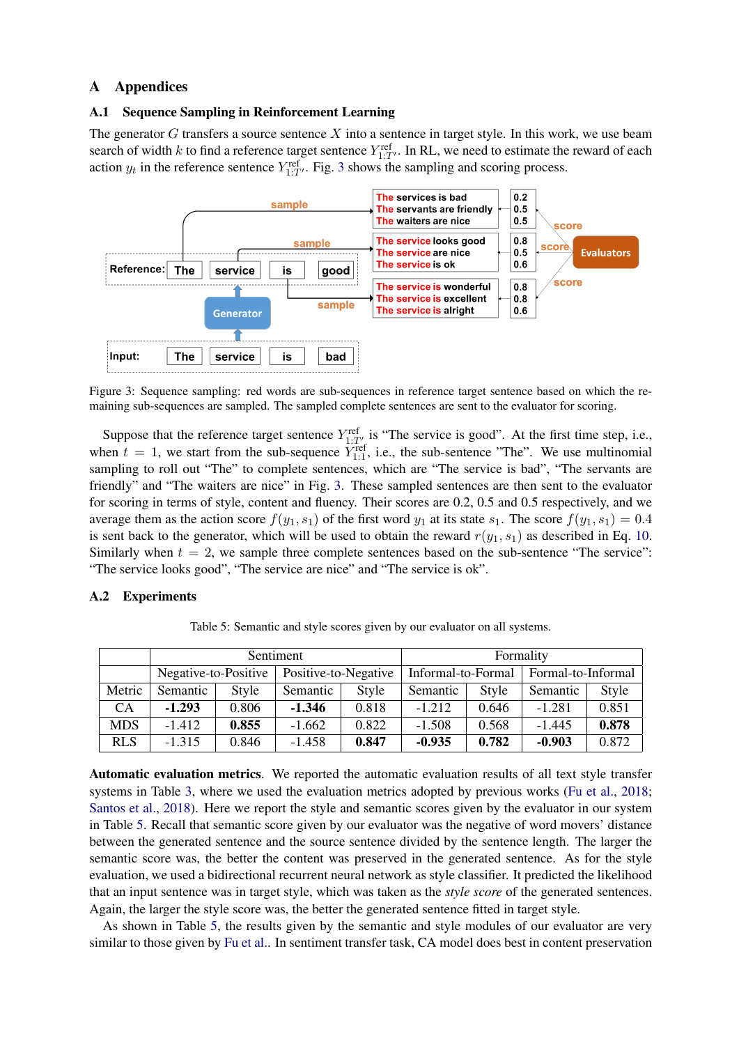# A Appendices

## A.1 Sequence Sampling in Reinforcement Learning

The generator $G$ transfers a source sentence $X$ into a sentence in target style. In this work, we use beam search of width $k$ to find a reference target sentence $Y^{\text{ref}}_{1:T'}$. In RL, we need to estimate the reward of each action $y_t$ in the reference sentence $Y^{\text{ref}}_{1:T'}$. Fig. 3 shows the sampling and scoring process.

Figure 3: Sequence sampling: red words are sub-sequences in reference target sentence based on which the remaining sub-sequences are sampled. The sampled complete sentences are sent to the evaluator for scoring.

Suppose that the reference target sentence $Y^{\text{ref}}_{1:T'}$ is "The service is good". At the first time step, i.e., when $t = 1$, we start from the sub-sequence $Y^{\text{ref}}_{1:1}$, i.e., the sub-sentence "The". We use multinomial sampling to roll out "The" to complete sentences, which are "The service is bad", "The servants are friendly" and "The waiters are nice" in Fig. 3. These sampled sentences are then sent to the evaluator for scoring in terms of style, content and fluency. Their scores are 0.2, 0.5 and 0.5 respectively, and we average them as the action score $f(y_1, s_1)$ of the first word $y_1$ at its state $s_1$. The score $f(y_1, s_1) = 0.4$ is sent back to the generator, which will be used to obtain the reward $r(y_1, s_1)$ as described in Eq. 10. Similarly when $t = 2$, we sample three complete sentences based on the sub-sentence "The service": "The service looks good", "The service are nice" and "The service is ok".

## A.2 Experiments

Table 5: Semantic and style scores given by our evaluator on all systems.

| | Sentiment | | | | Formality | | | |
|---|---|---|---|---|---|---|---|---|
| | Negative-to-Positive | | Positive-to-Negative | | Informal-to-Formal | | Formal-to-Informal | |
| Metric | Semantic | Style | Semantic | Style | Semantic | Style | Semantic | Style |
| CA | **-1.293** | 0.806 | **-1.346** | 0.818 | -1.212 | 0.646 | -1.281 | 0.851 |
| MDS | -1.412 | **0.855** | -1.662 | 0.822 | -1.508 | 0.568 | -1.445 | **0.878** |
| RLS | -1.315 | 0.846 | -1.458 | **0.847** | **-0.935** | **0.782** | **-0.903** | 0.872 |

**Automatic evaluation metrics**. We reported the automatic evaluation results of all text style transfer systems in Table 3, where we used the evaluation metrics adopted by previous works (Fu et al., 2018; Santos et al., 2018). Here we report the style and semantic scores given by the evaluator in our system in Table 5. Recall that semantic score given by our evaluator was the negative of word movers' distance between the generated sentence and the source sentence divided by the sentence length. The larger the semantic score was, the better the content was preserved in the generated sentence. As for the style evaluation, we used a bidirectional recurrent neural network as style classifier. It predicted the likelihood that an input sentence was in target style, which was taken as the *style score* of the generated sentences. Again, the larger the style score was, the better the generated sentence fitted in target style.

As shown in Table 5, the results given by the semantic and style modules of our evaluator are very similar to those given by Fu et al.. In sentiment transfer task, CA model does best in content preservation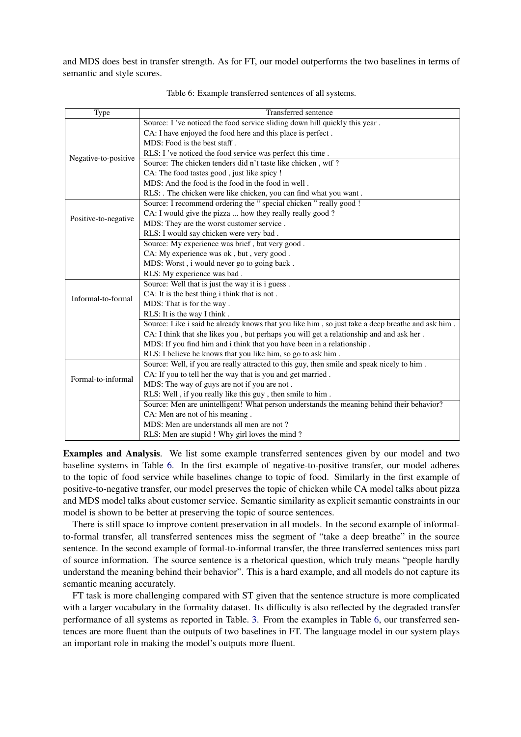and MDS does best in transfer strength. As for FT, our model outperforms the two baselines in terms of semantic and style scores.

Table 6: Example transferred sentences of all systems.

| Type | Transferred sentence |
|---|---|
| Negative-to-positive | Source: I 've noticed the food service sliding down hill quickly this year . |
| | CA: I have enjoyed the food here and this place is perfect . |
| | MDS: Food is the best staff . |
| | RLS: I 've noticed the food service was perfect this time . |
| | Source: The chicken tenders did n't taste like chicken , wtf ? |
| | CA: The food tastes good , just like spicy ! |
| | MDS: And the food is the food in the food in well . |
| | RLS: . The chicken were like chicken, you can find what you want . |
| Positive-to-negative | Source: I recommend ordering the " special chicken " really good ! |
| | CA: I would give the pizza ... how they really really good ? |
| | MDS: They are the worst customer service . |
| | RLS: I would say chicken were very bad . |
| | Source: My experience was brief , but very good . |
| | CA: My experience was ok , but , very good . |
| | MDS: Worst , i would never go to going back . |
| | RLS: My experience was bad . |
| Informal-to-formal | Source: Well that is just the way it is i guess . |
| | CA: It is the best thing i think that is not . |
| | MDS: That is for the way . |
| | RLS: It is the way I think . |
| | Source: Like i said he already knows that you like him , so just take a deep breathe and ask him . |
| | CA: I think that she likes you , but perhaps you will get a relationship and and ask her . |
| | MDS: If you find him and i think that you have been in a relationship . |
| | RLS: I believe he knows that you like him, so go to ask him . |
| Formal-to-informal | Source: Well, if you are really attracted to this guy, then smile and speak nicely to him . |
| | CA: If you to tell her the way that is you and get married . |
| | MDS: The way of guys are not if you are not . |
| | RLS: Well , if you really like this guy , then smile to him . |
| | Source: Men are unintelligent! What person understands the meaning behind their behavior? |
| | CA: Men are not of his meaning . |
| | MDS: Men are understands all men are not ? |
| | RLS: Men are stupid ! Why girl loves the mind ? |

**Examples and Analysis**. We list some example transferred sentences given by our model and two baseline systems in Table 6. In the first example of negative-to-positive transfer, our model adheres to the topic of food service while baselines change to topic of food. Similarly in the first example of positive-to-negative transfer, our model preserves the topic of chicken while CA model talks about pizza and MDS model talks about customer service. Semantic similarity as explicit semantic constraints in our model is shown to be better at preserving the topic of source sentences.

There is still space to improve content preservation in all models. In the second example of informal-to-formal transfer, all transferred sentences miss the segment of "take a deep breathe" in the source sentence. In the second example of formal-to-informal transfer, the three transferred sentences miss part of source information. The source sentence is a rhetorical question, which truly means "people hardly understand the meaning behind their behavior". This is a hard example, and all models do not capture its semantic meaning accurately.

FT task is more challenging compared with ST given that the sentence structure is more complicated with a larger vocabulary in the formality dataset. Its difficulty is also reflected by the degraded transfer performance of all systems as reported in Table. 3. From the examples in Table 6, our transferred sentences are more fluent than the outputs of two baselines in FT. The language model in our system plays an important role in making the model's outputs more fluent.